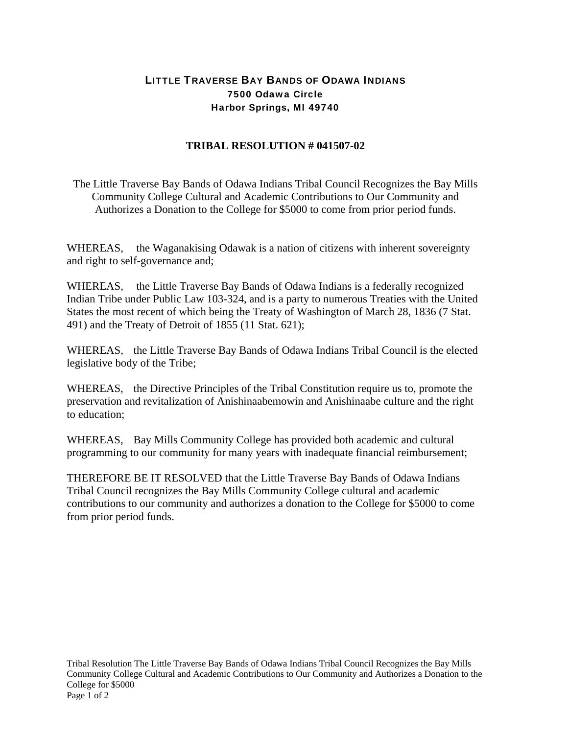# LITTLE TRAVERSE BAY BANDS OF ODAWA INDIANS

**7500 Odawa Circle**
**Harbor Springs, MI 49740**

## TRIBAL RESOLUTION # 041507-02

The Little Traverse Bay Bands of Odawa Indians Tribal Council Recognizes the Bay Mills Community College Cultural and Academic Contributions to Our Community and Authorizes a Donation to the College for $5000 to come from prior period funds.

WHEREAS, the Waganakising Odawak is a nation of citizens with inherent sovereignty and right to self-governance and;

WHEREAS, the Little Traverse Bay Bands of Odawa Indians is a federally recognized Indian Tribe under Public Law 103-324, and is a party to numerous Treaties with the United States the most recent of which being the Treaty of Washington of March 28, 1836 (7 Stat. 491) and the Treaty of Detroit of 1855 (11 Stat. 621);

WHEREAS, the Little Traverse Bay Bands of Odawa Indians Tribal Council is the elected legislative body of the Tribe;

WHEREAS, the Directive Principles of the Tribal Constitution require us to, promote the preservation and revitalization of Anishinaabemowin and Anishinaabe culture and the right to education;

WHEREAS, Bay Mills Community College has provided both academic and cultural programming to our community for many years with inadequate financial reimbursement;

THEREFORE BE IT RESOLVED that the Little Traverse Bay Bands of Odawa Indians Tribal Council recognizes the Bay Mills Community College cultural and academic contributions to our community and authorizes a donation to the College for $5000 to come from prior period funds.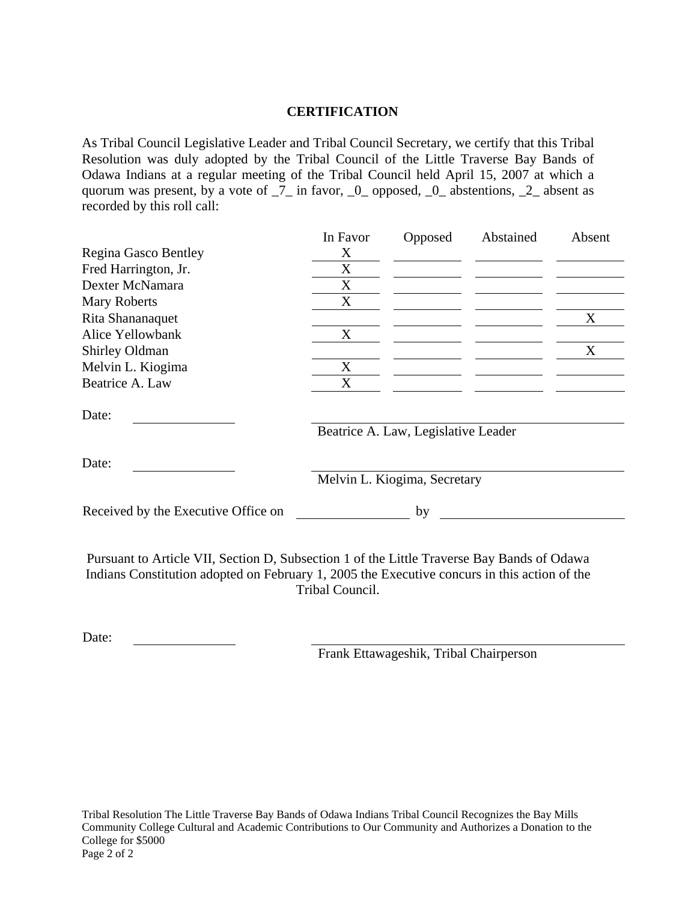**CERTIFICATION**

As Tribal Council Legislative Leader and Tribal Council Secretary, we certify that this Tribal Resolution was duly adopted by the Tribal Council of the Little Traverse Bay Bands of Odawa Indians at a regular meeting of the Tribal Council held April 15, 2007 at which a quorum was present, by a vote of _7_ in favor, _0_ opposed, _0_ abstentions, _2_ absent as recorded by this roll call:

| | In Favor | Opposed | Abstained | Absent |
|---|---|---|---|---|
| Regina Gasco Bentley | X | | | |
| Fred Harrington, Jr. | X | | | |
| Dexter McNamara | X | | | |
| Mary Roberts | X | | | |
| Rita Shananaquet | | | | X |
| Alice Yellowbank | X | | | |
| Shirley Oldman | | | | X |
| Melvin L. Kiogima | X | | | |
| Beatrice A. Law | X | | | |

Date: ______________ ______________________________
Beatrice A. Law, Legislative Leader

Date: ______________ ______________________________
Melvin L. Kiogima, Secretary

Received by the Executive Office on ______________ by ______________________

Pursuant to Article VII, Section D, Subsection 1 of the Little Traverse Bay Bands of Odawa Indians Constitution adopted on February 1, 2005 the Executive concurs in this action of the Tribal Council.

Date: ______________ ______________________________
Frank Ettawageshik, Tribal Chairperson